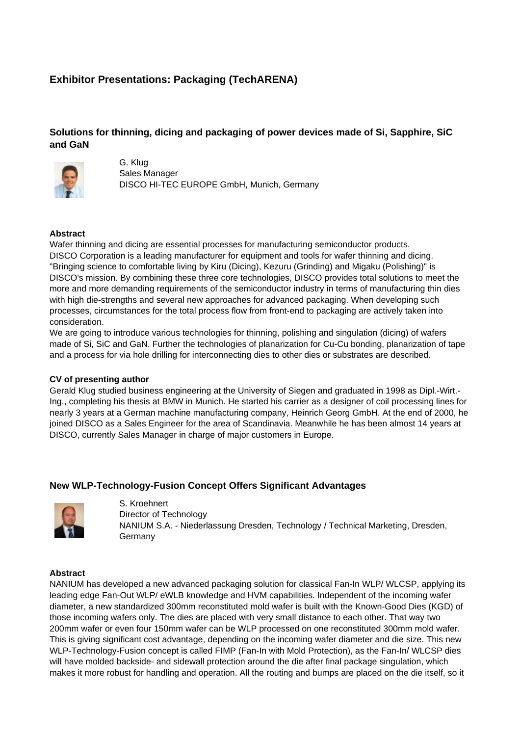# Exhibitor Presentations: Packaging (TechARENA)

## Solutions for thinning, dicing and packaging of power devices made of Si, Sapphire, SiC and GaN

G. Klug
Sales Manager
DISCO HI-TEC EUROPE GmbH, Munich, Germany

### Abstract

Wafer thinning and dicing are essential processes for manufacturing semiconductor products. DISCO Corporation is a leading manufacturer for equipment and tools for wafer thinning and dicing. "Bringing science to comfortable living by Kiru (Dicing), Kezuru (Grinding) and Migaku (Polishing)" is DISCO's mission. By combining these three core technologies, DISCO provides total solutions to meet the more and more demanding requirements of the semiconductor industry in terms of manufacturing thin dies with high die-strengths and several new approaches for advanced packaging. When developing such processes, circumstances for the total process flow from front-end to packaging are actively taken into consideration.

We are going to introduce various technologies for thinning, polishing and singulation (dicing) of wafers made of Si, SiC and GaN. Further the technologies of planarization for Cu-Cu bonding, planarization of tape and a process for via hole drilling for interconnecting dies to other dies or substrates are described.

### CV of presenting author

Gerald Klug studied business engineering at the University of Siegen and graduated in 1998 as Dipl.-Wirt.-Ing., completing his thesis at BMW in Munich. He started his carrier as a designer of coil processing lines for nearly 3 years at a German machine manufacturing company, Heinrich Georg GmbH. At the end of 2000, he joined DISCO as a Sales Engineer for the area of Scandinavia. Meanwhile he has been almost 14 years at DISCO, currently Sales Manager in charge of major customers in Europe.

## New WLP-Technology-Fusion Concept Offers Significant Advantages

S. Kroehnert
Director of Technology
NANIUM S.A. - Niederlassung Dresden, Technology / Technical Marketing, Dresden, Germany

### Abstract

NANIUM has developed a new advanced packaging solution for classical Fan-In WLP/ WLCSP, applying its leading edge Fan-Out WLP/ eWLB knowledge and HVM capabilities. Independent of the incoming wafer diameter, a new standardized 300mm reconstituted mold wafer is built with the Known-Good Dies (KGD) of those incoming wafers only. The dies are placed with very small distance to each other. That way two 200mm wafer or even four 150mm wafer can be WLP processed on one reconstituted 300mm mold wafer. This is giving significant cost advantage, depending on the incoming wafer diameter and die size. This new WLP-Technology-Fusion concept is called FIMP (Fan-In with Mold Protection), as the Fan-In/ WLCSP dies will have molded backside- and sidewall protection around the die after final package singulation, which makes it more robust for handling and operation. All the routing and bumps are placed on the die itself, so it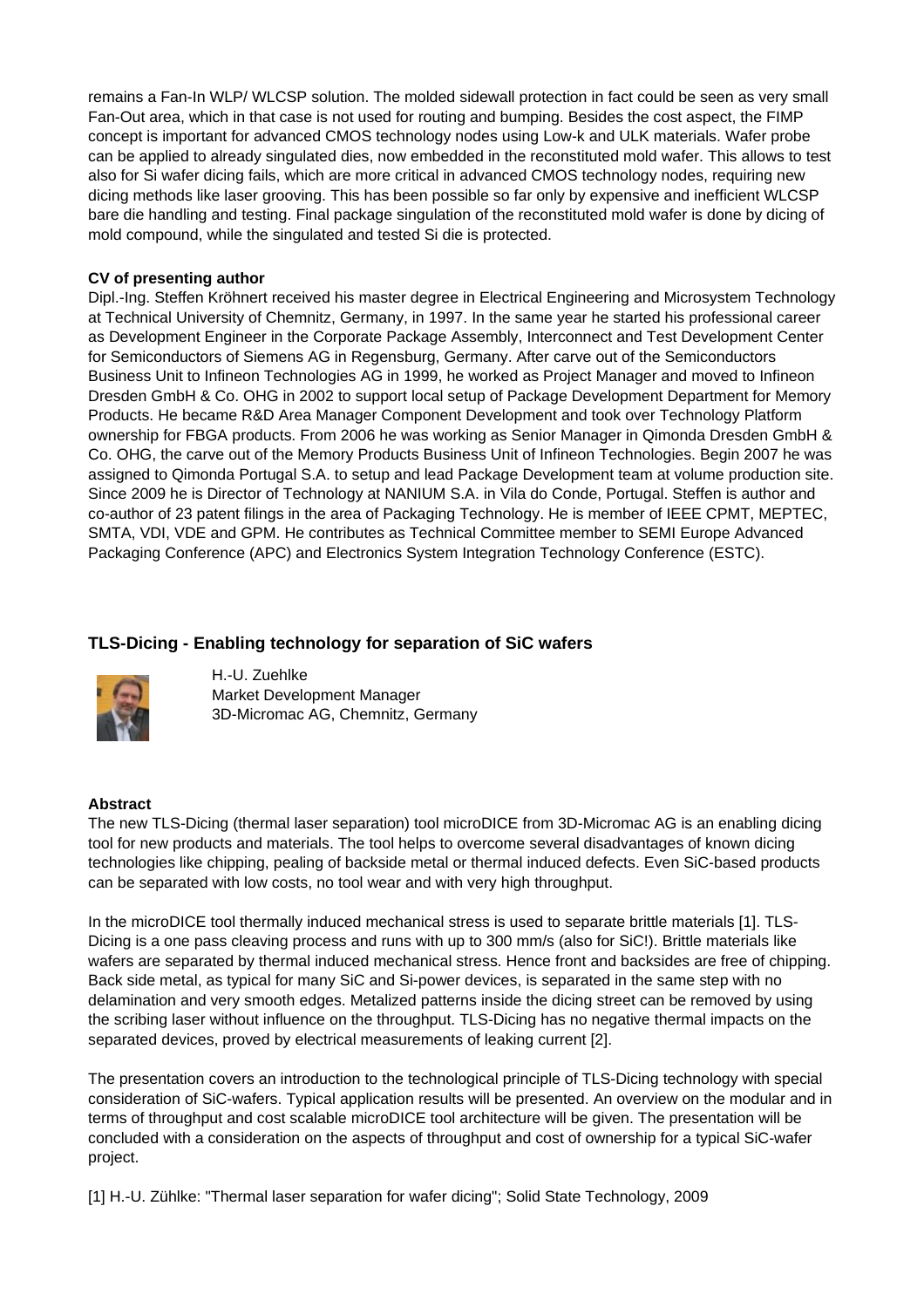remains a Fan-In WLP/ WLCSP solution. The molded sidewall protection in fact could be seen as very small Fan-Out area, which in that case is not used for routing and bumping. Besides the cost aspect, the FIMP concept is important for advanced CMOS technology nodes using Low-k and ULK materials. Wafer probe can be applied to already singulated dies, now embedded in the reconstituted mold wafer. This allows to test also for Si wafer dicing fails, which are more critical in advanced CMOS technology nodes, requiring new dicing methods like laser grooving. This has been possible so far only by expensive and inefficient WLCSP bare die handling and testing. Final package singulation of the reconstituted mold wafer is done by dicing of mold compound, while the singulated and tested Si die is protected.

**CV of presenting author**

Dipl.-Ing. Steffen Kröhnert received his master degree in Electrical Engineering and Microsystem Technology at Technical University of Chemnitz, Germany, in 1997. In the same year he started his professional career as Development Engineer in the Corporate Package Assembly, Interconnect and Test Development Center for Semiconductors of Siemens AG in Regensburg, Germany. After carve out of the Semiconductors Business Unit to Infineon Technologies AG in 1999, he worked as Project Manager and moved to Infineon Dresden GmbH & Co. OHG in 2002 to support local setup of Package Development Department for Memory Products. He became R&D Area Manager Component Development and took over Technology Platform ownership for FBGA products. From 2006 he was working as Senior Manager in Qimonda Dresden GmbH & Co. OHG, the carve out of the Memory Products Business Unit of Infineon Technologies. Begin 2007 he was assigned to Qimonda Portugal S.A. to setup and lead Package Development team at volume production site. Since 2009 he is Director of Technology at NANIUM S.A. in Vila do Conde, Portugal. Steffen is author and co-author of 23 patent filings in the area of Packaging Technology. He is member of IEEE CPMT, MEPTEC, SMTA, VDI, VDE and GPM. He contributes as Technical Committee member to SEMI Europe Advanced Packaging Conference (APC) and Electronics System Integration Technology Conference (ESTC).

## TLS-Dicing - Enabling technology for separation of SiC wafers

H.-U. Zuehlke
Market Development Manager
3D-Micromac AG, Chemnitz, Germany

**Abstract**

The new TLS-Dicing (thermal laser separation) tool microDICE from 3D-Micromac AG is an enabling dicing tool for new products and materials. The tool helps to overcome several disadvantages of known dicing technologies like chipping, pealing of backside metal or thermal induced defects. Even SiC-based products can be separated with low costs, no tool wear and with very high throughput.

In the microDICE tool thermally induced mechanical stress is used to separate brittle materials [1]. TLS-Dicing is a one pass cleaving process and runs with up to 300 mm/s (also for SiC!). Brittle materials like wafers are separated by thermal induced mechanical stress. Hence front and backsides are free of chipping. Back side metal, as typical for many SiC and Si-power devices, is separated in the same step with no delamination and very smooth edges. Metalized patterns inside the dicing street can be removed by using the scribing laser without influence on the throughput. TLS-Dicing has no negative thermal impacts on the separated devices, proved by electrical measurements of leaking current [2].

The presentation covers an introduction to the technological principle of TLS-Dicing technology with special consideration of SiC-wafers. Typical application results will be presented. An overview on the modular and in terms of throughput and cost scalable microDICE tool architecture will be given. The presentation will be concluded with a consideration on the aspects of throughput and cost of ownership for a typical SiC-wafer project.

[1] H.-U. Zühlke: "Thermal laser separation for wafer dicing"; Solid State Technology, 2009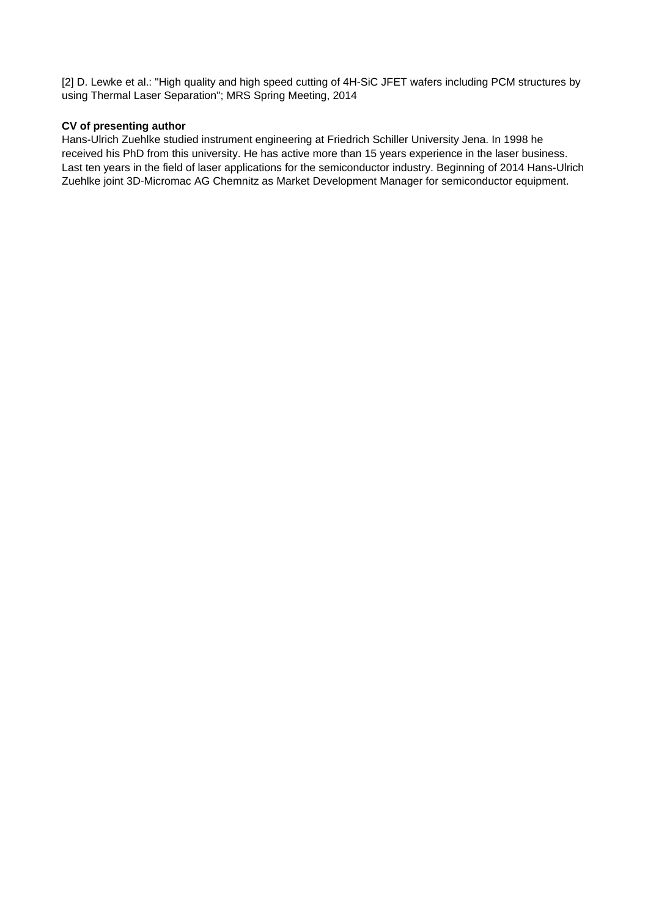[2] D. Lewke et al.: "High quality and high speed cutting of 4H-SiC JFET wafers including PCM structures by using Thermal Laser Separation"; MRS Spring Meeting, 2014

**CV of presenting author**

Hans-Ulrich Zuehlke studied instrument engineering at Friedrich Schiller University Jena. In 1998 he received his PhD from this university. He has active more than 15 years experience in the laser business. Last ten years in the field of laser applications for the semiconductor industry. Beginning of 2014 Hans-Ulrich Zuehlke joint 3D-Micromac AG Chemnitz as Market Development Manager for semiconductor equipment.